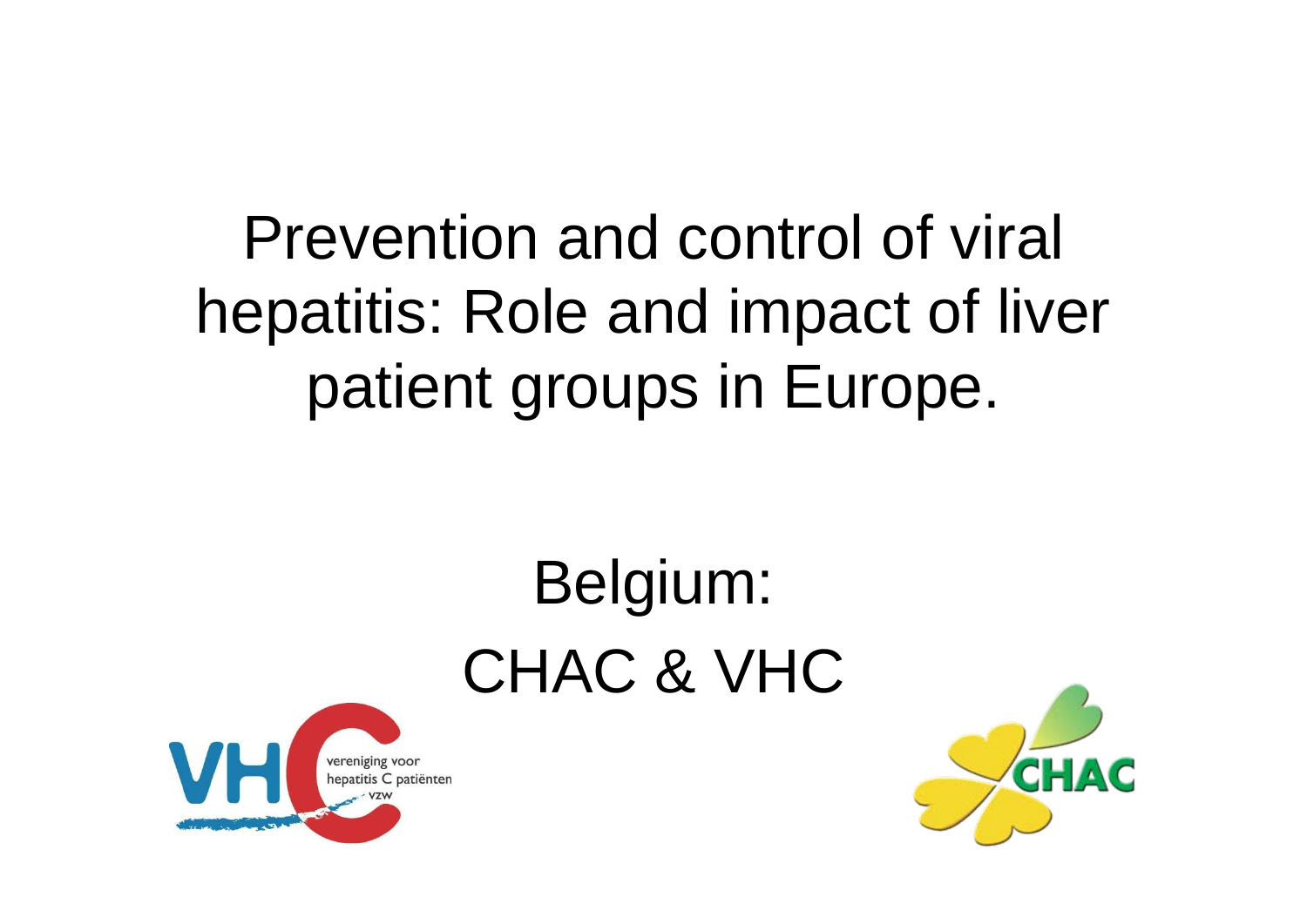# Prevention and control of viral hepatitis: Role and impact of liver patient groups in Europe.

## Belgium:
## CHAC & VHC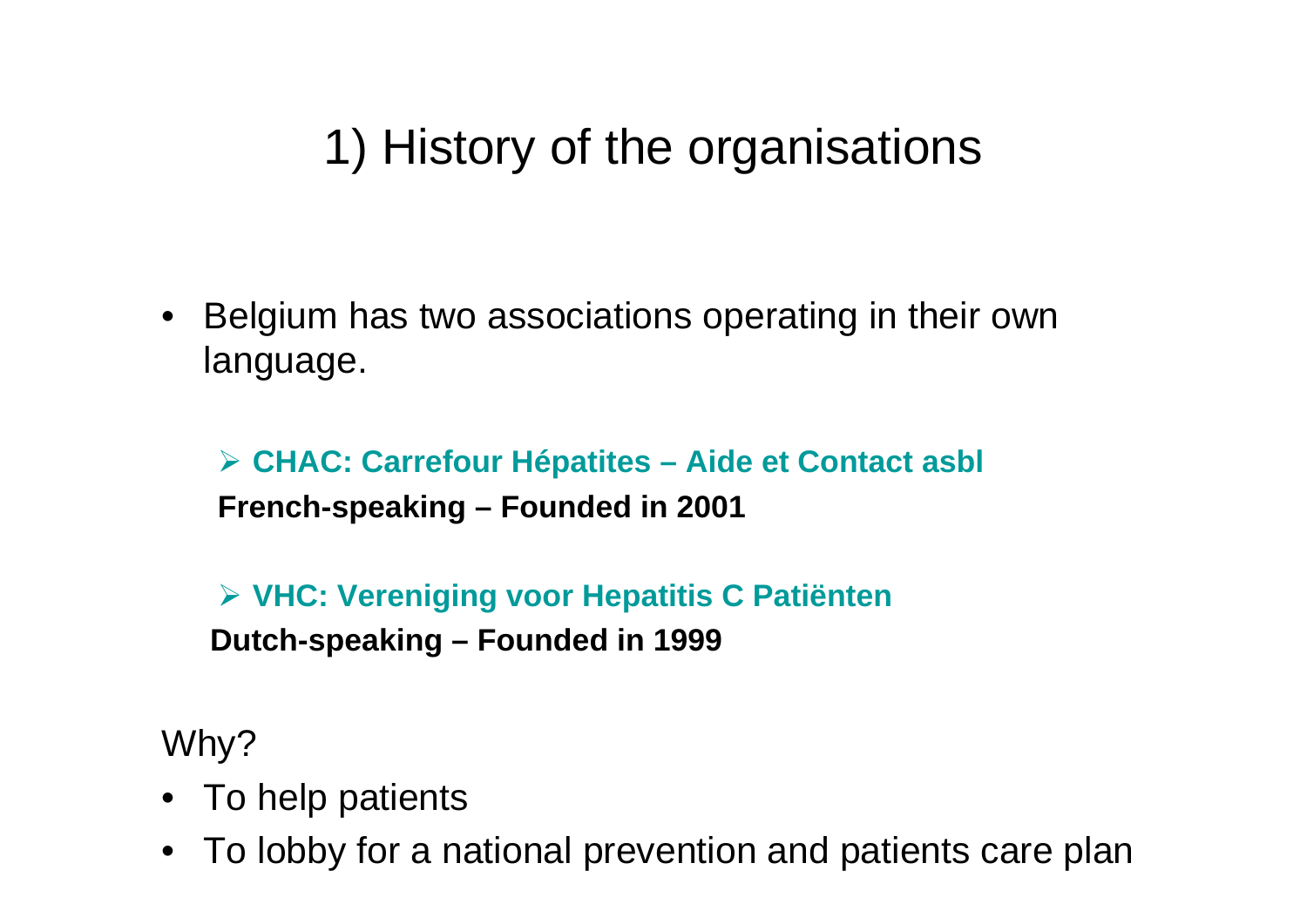# 1) History of the organisations

- Belgium has two associations operating in their own language.

  - **CHAC: Carrefour Hépatites – Aide et Contact asbl**
    **French-speaking – Founded in 2001**

  - **VHC: Vereniging voor Hepatitis C Patiënten**
    **Dutch-speaking – Founded in 1999**

Why?

- To help patients
- To lobby for a national prevention and patients care plan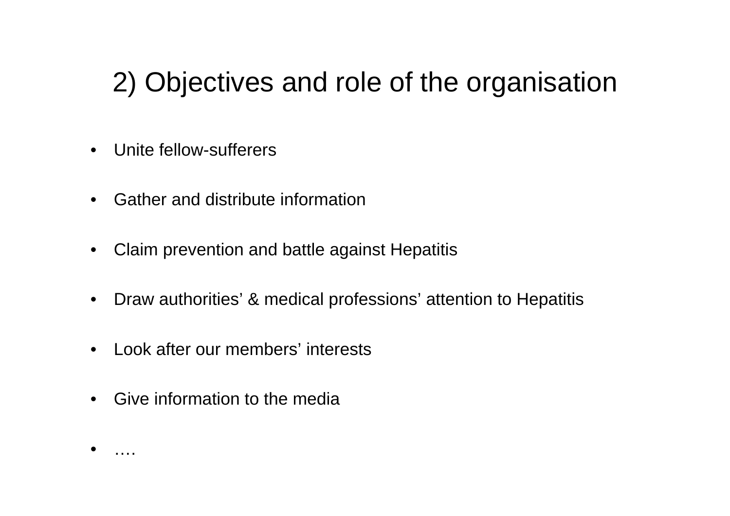# 2) Objectives and role of the organisation

- Unite fellow-sufferers
- Gather and distribute information
- Claim prevention and battle against Hepatitis
- Draw authorities' & medical professions' attention to Hepatitis
- Look after our members' interests
- Give information to the media
- ….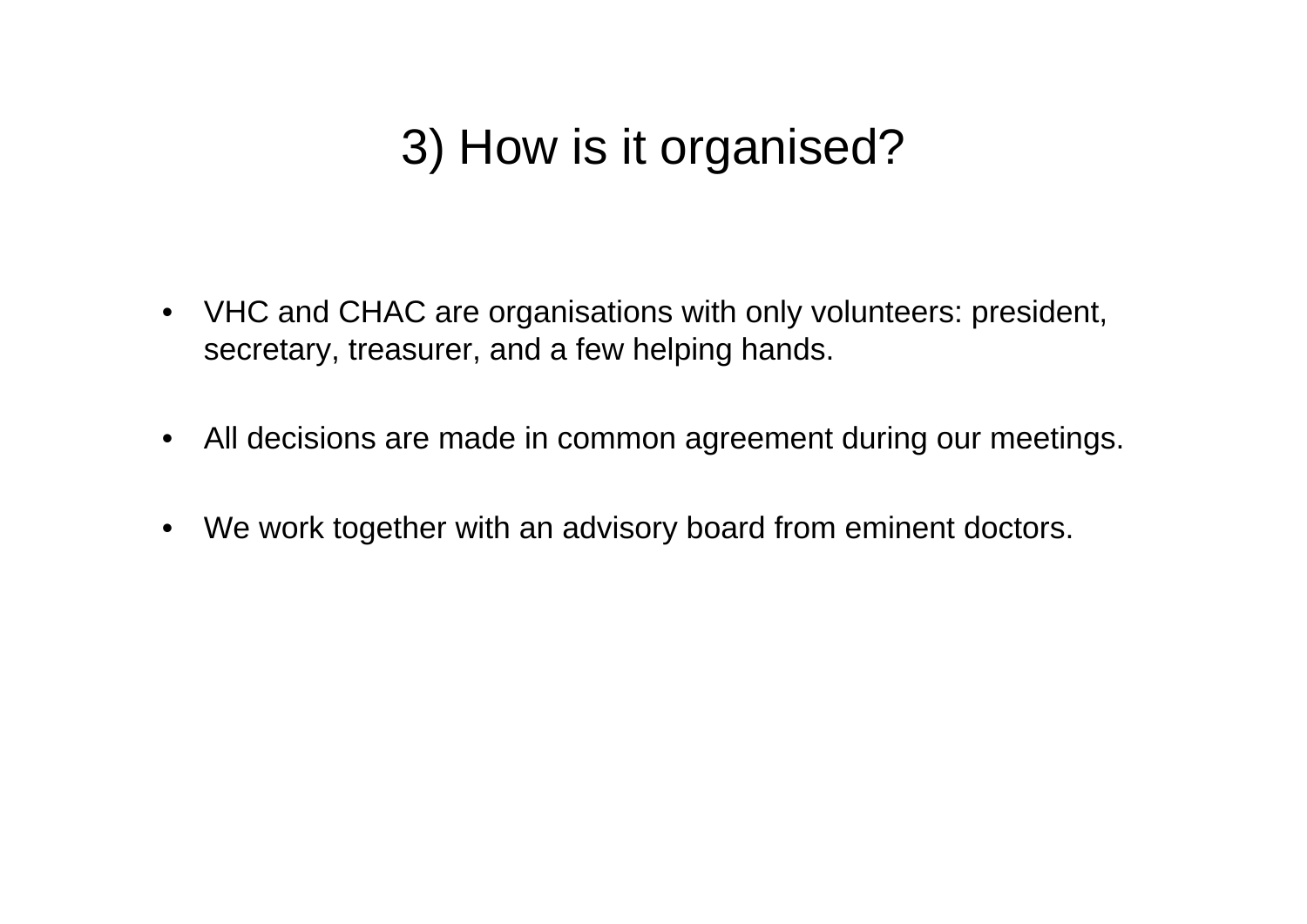# 3) How is it organised?

- VHC and CHAC are organisations with only volunteers: president, secretary, treasurer, and a few helping hands.
- All decisions are made in common agreement during our meetings.
- We work together with an advisory board from eminent doctors.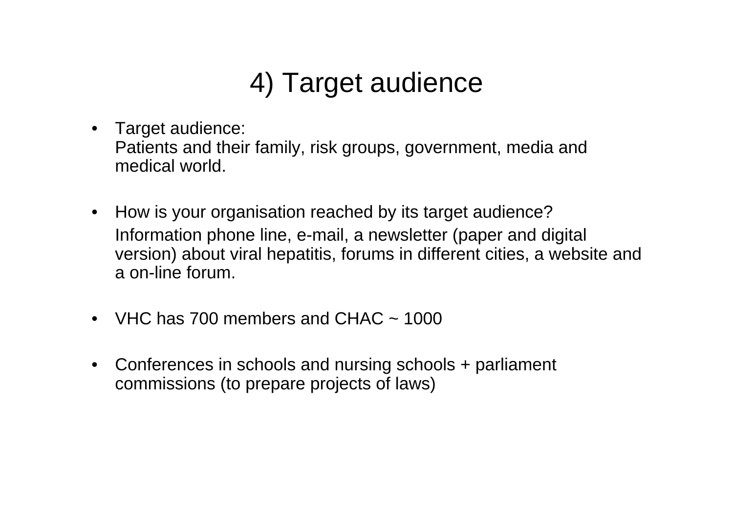# 4) Target audience

- Target audience:
  Patients and their family, risk groups, government, media and medical world.

- How is your organisation reached by its target audience?
  Information phone line, e-mail, a newsletter (paper and digital version) about viral hepatitis, forums in different cities, a website and a on-line forum.

- VHC has 700 members and CHAC ~ 1000

- Conferences in schools and nursing schools + parliament commissions (to prepare projects of laws)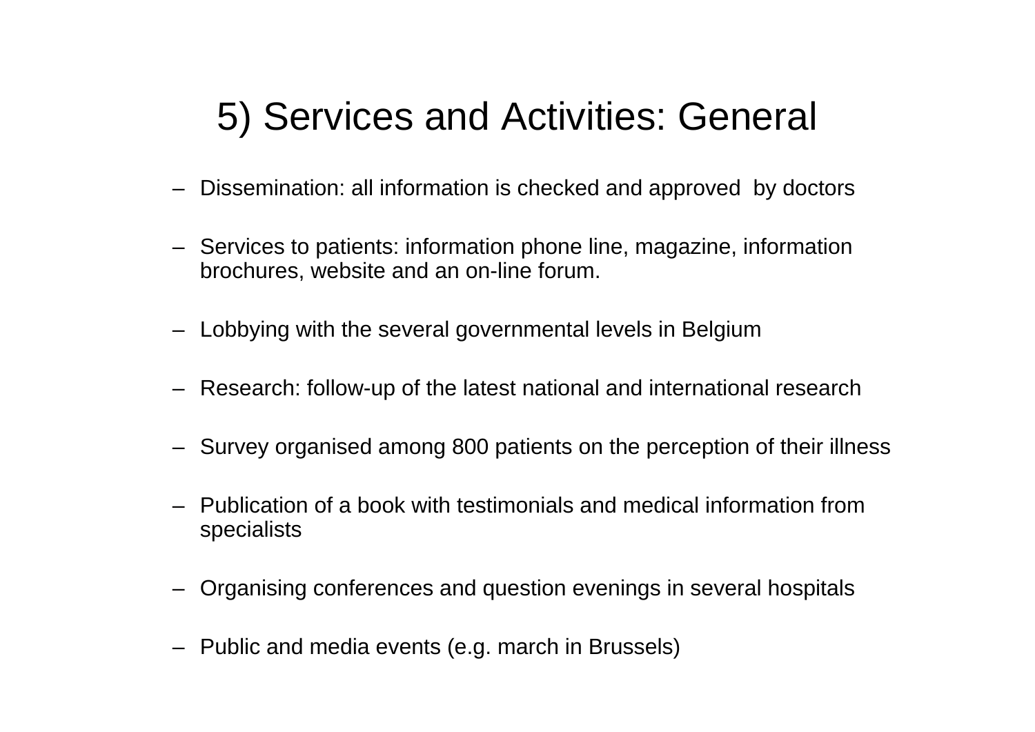# 5) Services and Activities: General

- Dissemination: all information is checked and approved by doctors
- Services to patients: information phone line, magazine, information brochures, website and an on-line forum.
- Lobbying with the several governmental levels in Belgium
- Research: follow-up of the latest national and international research
- Survey organised among 800 patients on the perception of their illness
- Publication of a book with testimonials and medical information from specialists
- Organising conferences and question evenings in several hospitals
- Public and media events (e.g. march in Brussels)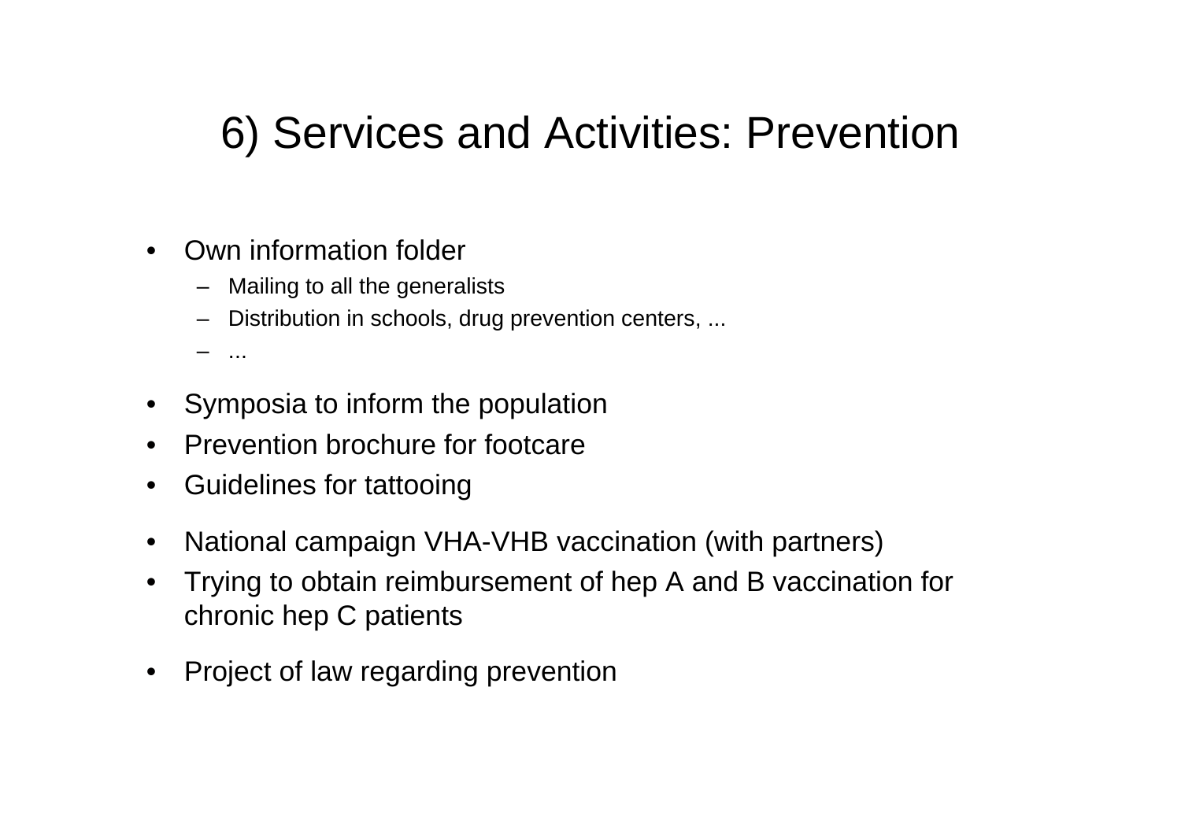# 6) Services and Activities: Prevention

- Own information folder
  - Mailing to all the generalists
  - Distribution in schools, drug prevention centers, ...
  - ...
- Symposia to inform the population
- Prevention brochure for footcare
- Guidelines for tattooing
- National campaign VHA-VHB vaccination (with partners)
- Trying to obtain reimbursement of hep A and B vaccination for chronic hep C patients
- Project of law regarding prevention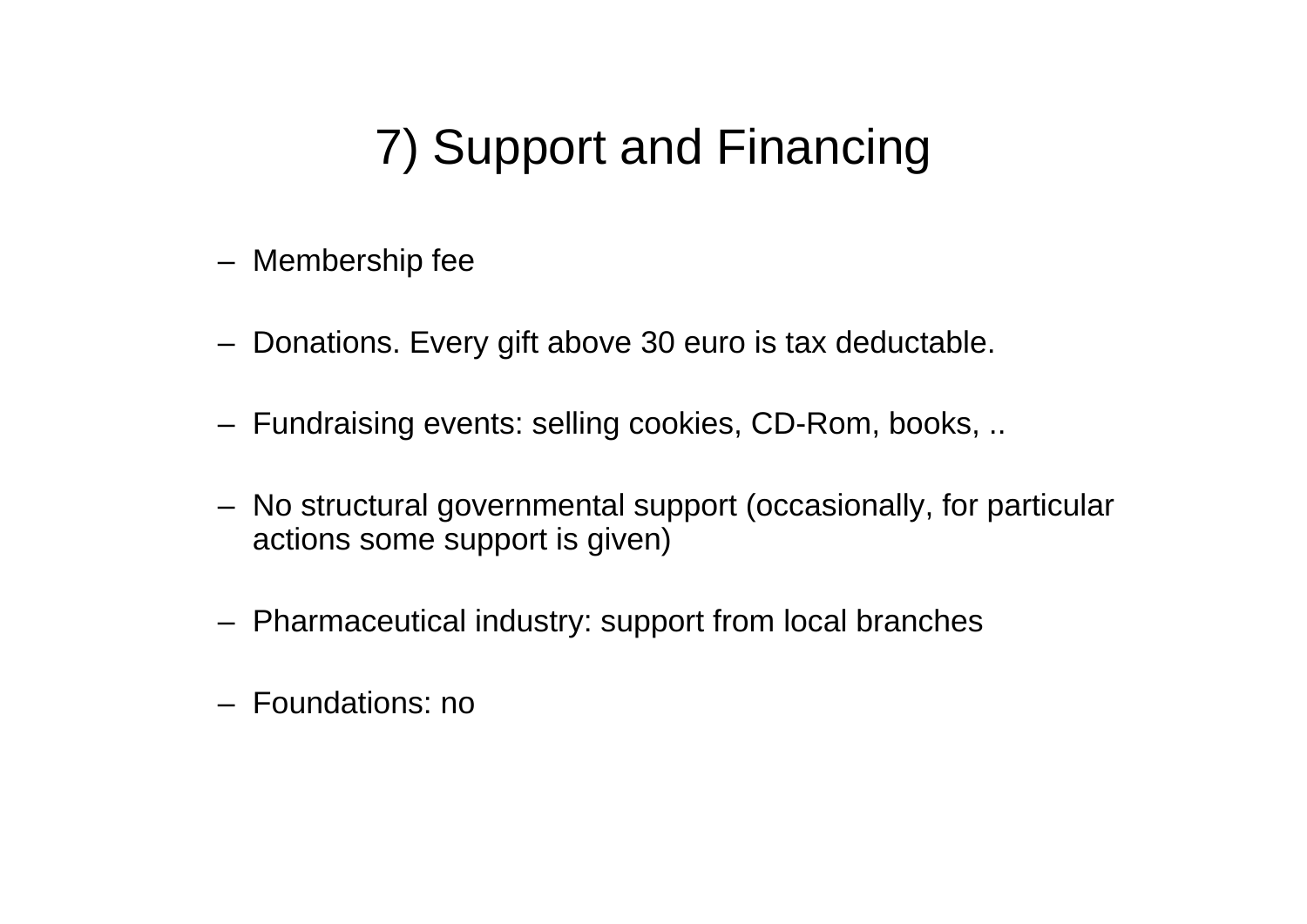# 7) Support and Financing

- Membership fee
- Donations. Every gift above 30 euro is tax deductable.
- Fundraising events: selling cookies, CD-Rom, books, ..
- No structural governmental support (occasionally, for particular actions some support is given)
- Pharmaceutical industry: support from local branches
- Foundations: no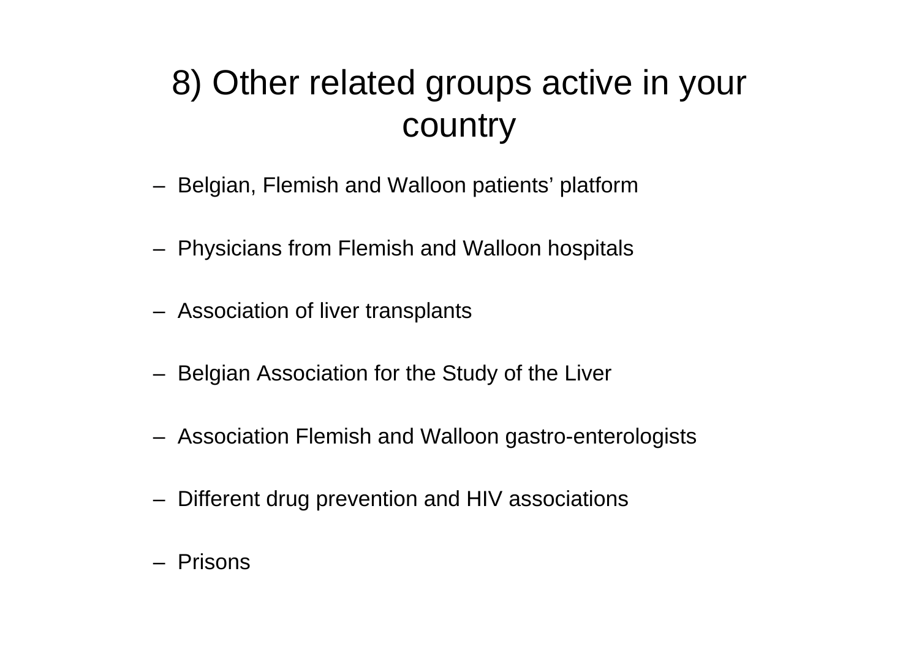# 8) Other related groups active in your country

- Belgian, Flemish and Walloon patients' platform
- Physicians from Flemish and Walloon hospitals
- Association of liver transplants
- Belgian Association for the Study of the Liver
- Association Flemish and Walloon gastro-enterologists
- Different drug prevention and HIV associations
- Prisons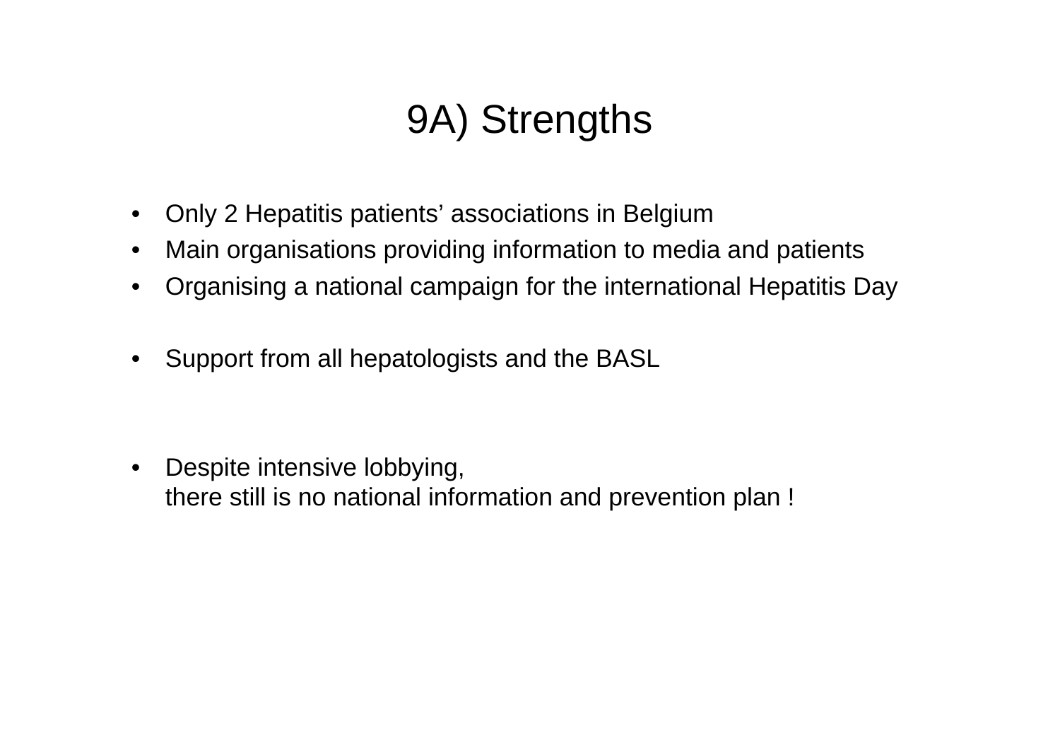# 9A) Strengths

- Only 2 Hepatitis patients' associations in Belgium
- Main organisations providing information to media and patients
- Organising a national campaign for the international Hepatitis Day

- Support from all hepatologists and the BASL

- Despite intensive lobbying,
  there still is no national information and prevention plan !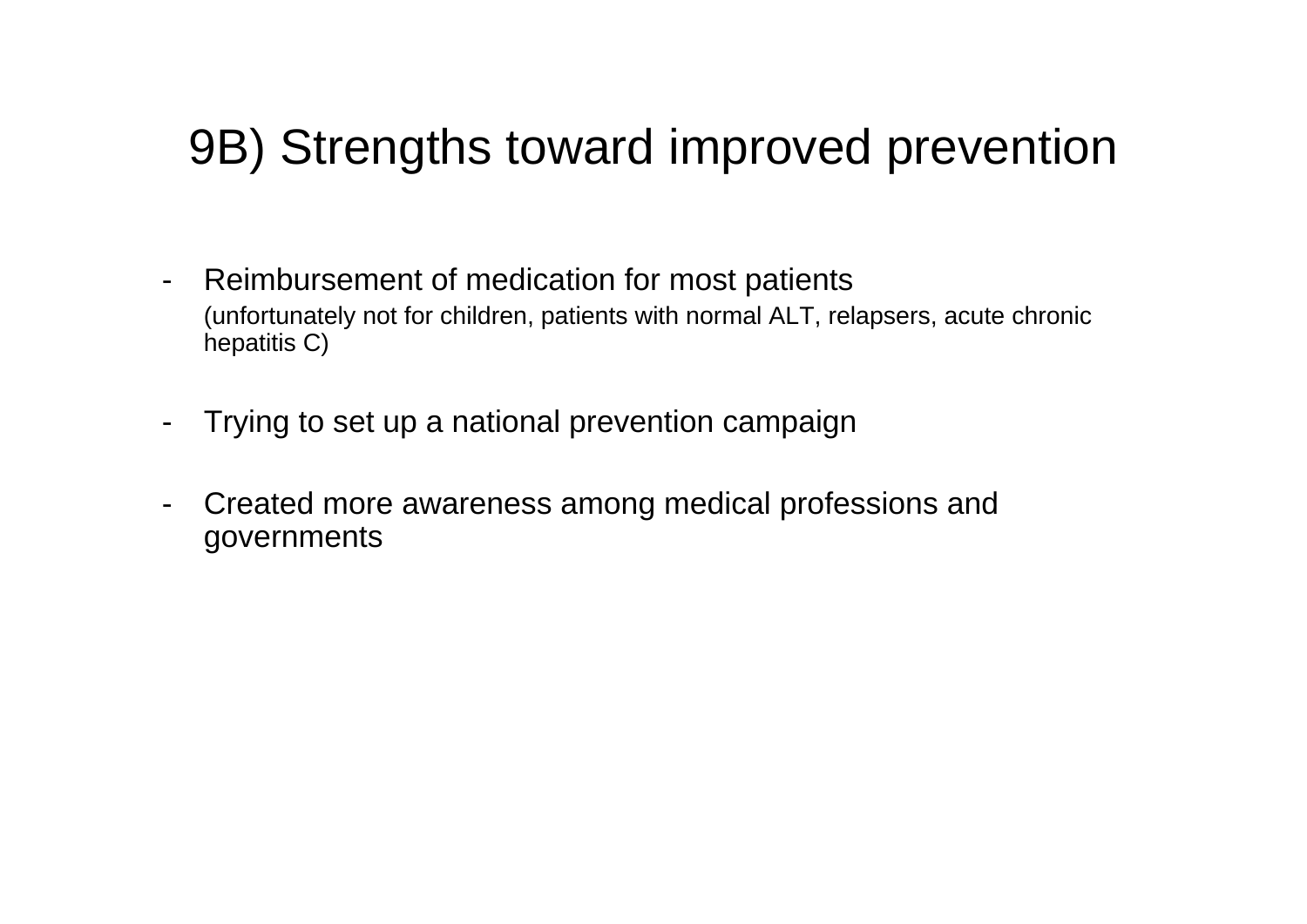# 9B) Strengths toward improved prevention

- Reimbursement of medication for most patients
  (unfortunately not for children, patients with normal ALT, relapsers, acute chronic hepatitis C)

- Trying to set up a national prevention campaign

- Created more awareness among medical professions and governments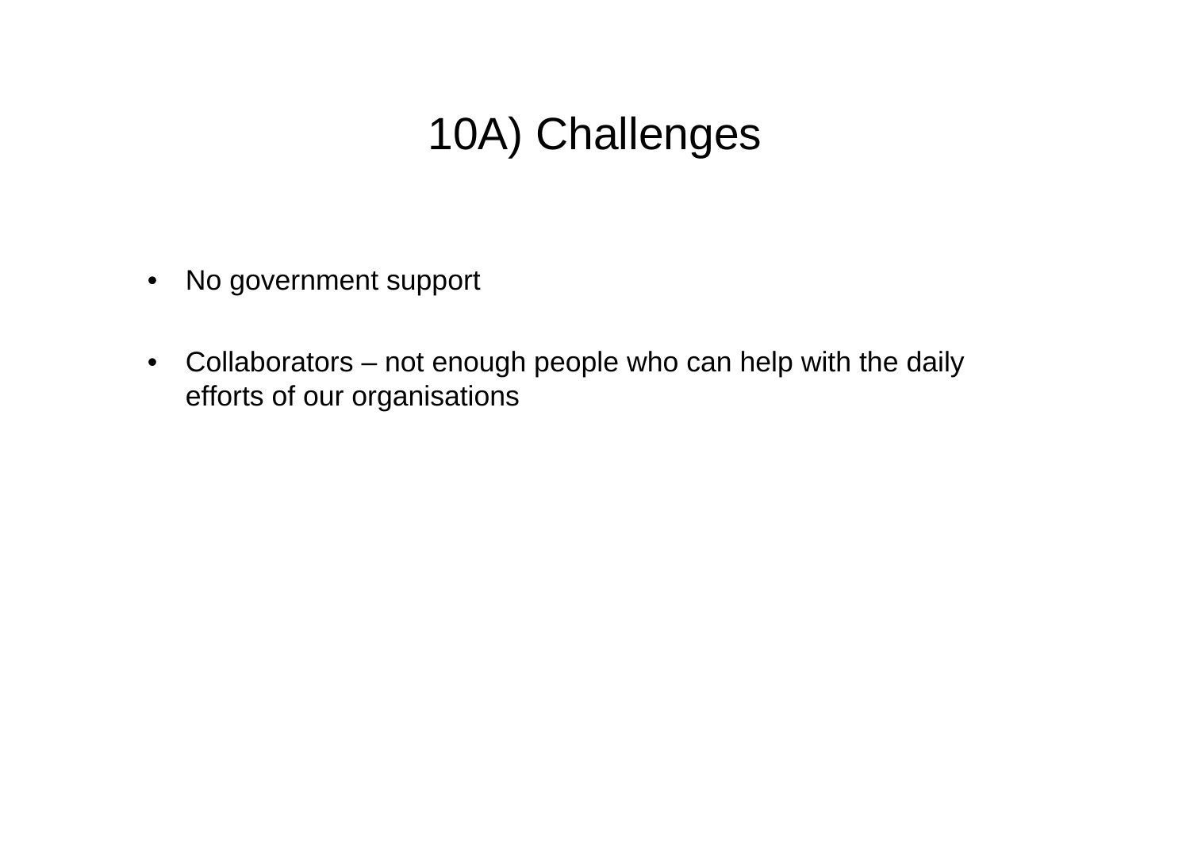# 10A) Challenges

- No government support
- Collaborators – not enough people who can help with the daily efforts of our organisations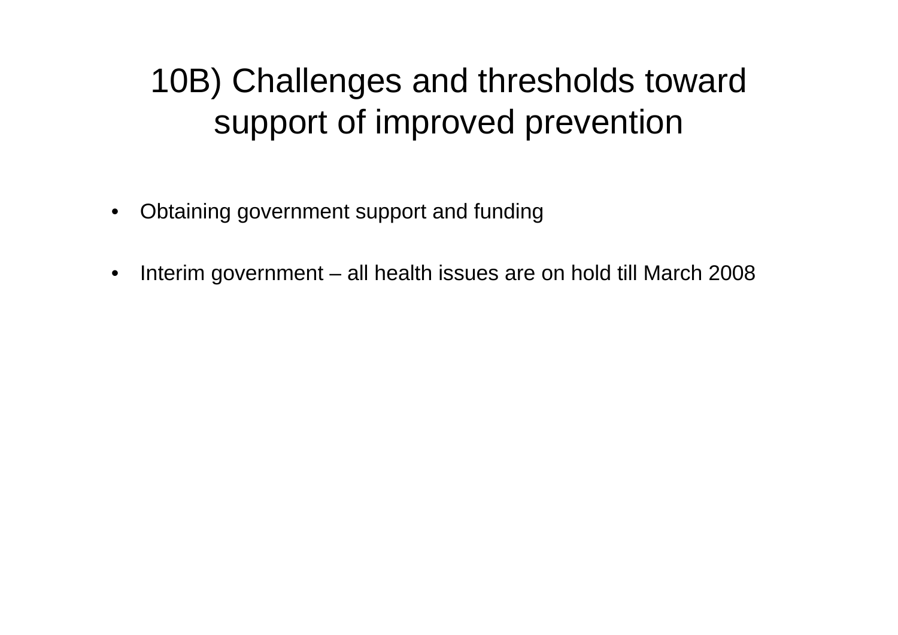# 10B) Challenges and thresholds toward support of improved prevention

- Obtaining government support and funding
- Interim government – all health issues are on hold till March 2008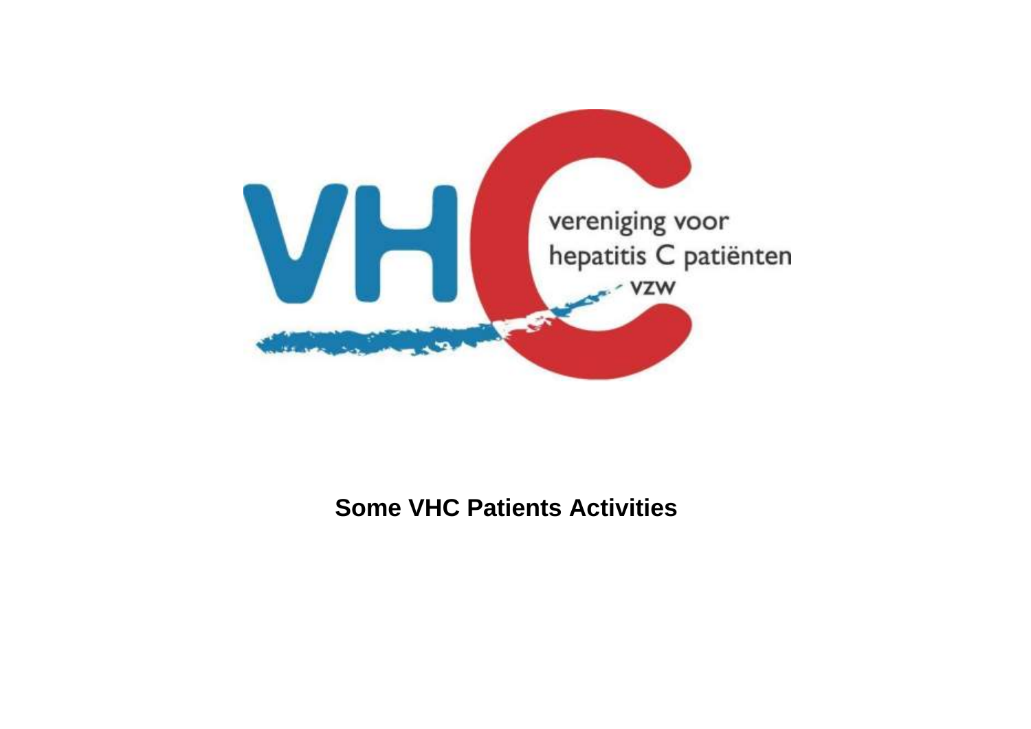VHC

vereniging voor hepatitis C patiënten vzw

**Some VHC Patients Activities**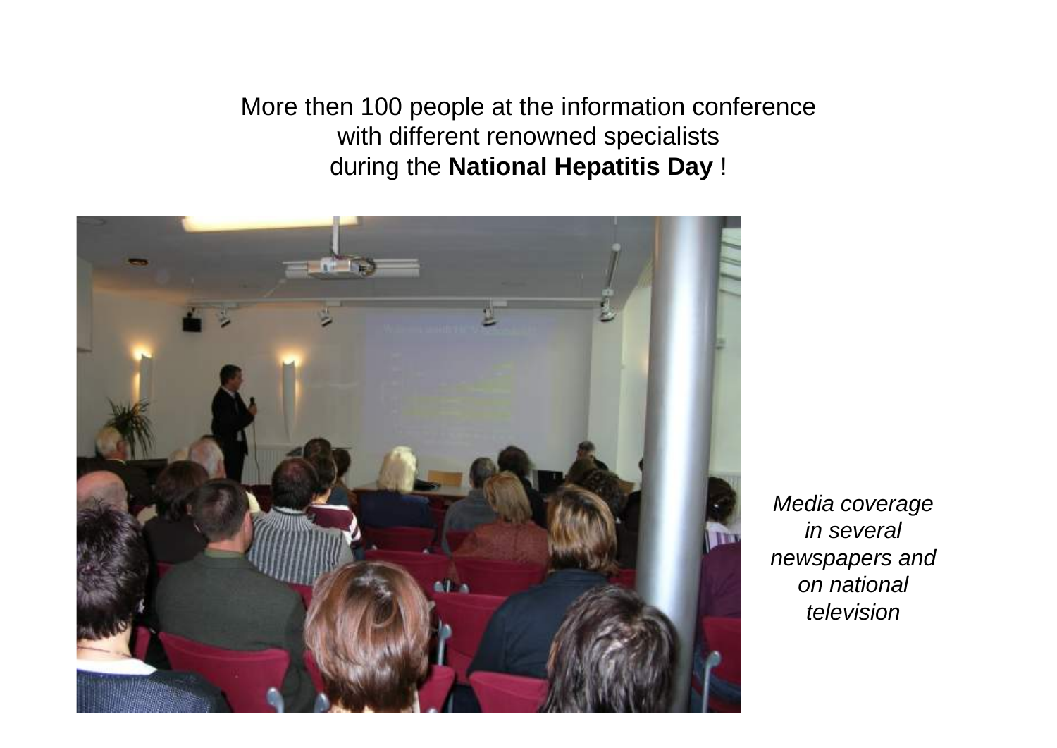More then 100 people at the information conference
with different renowned specialists
during the **National Hepatitis Day** !

*Media coverage in several newspapers and on national television*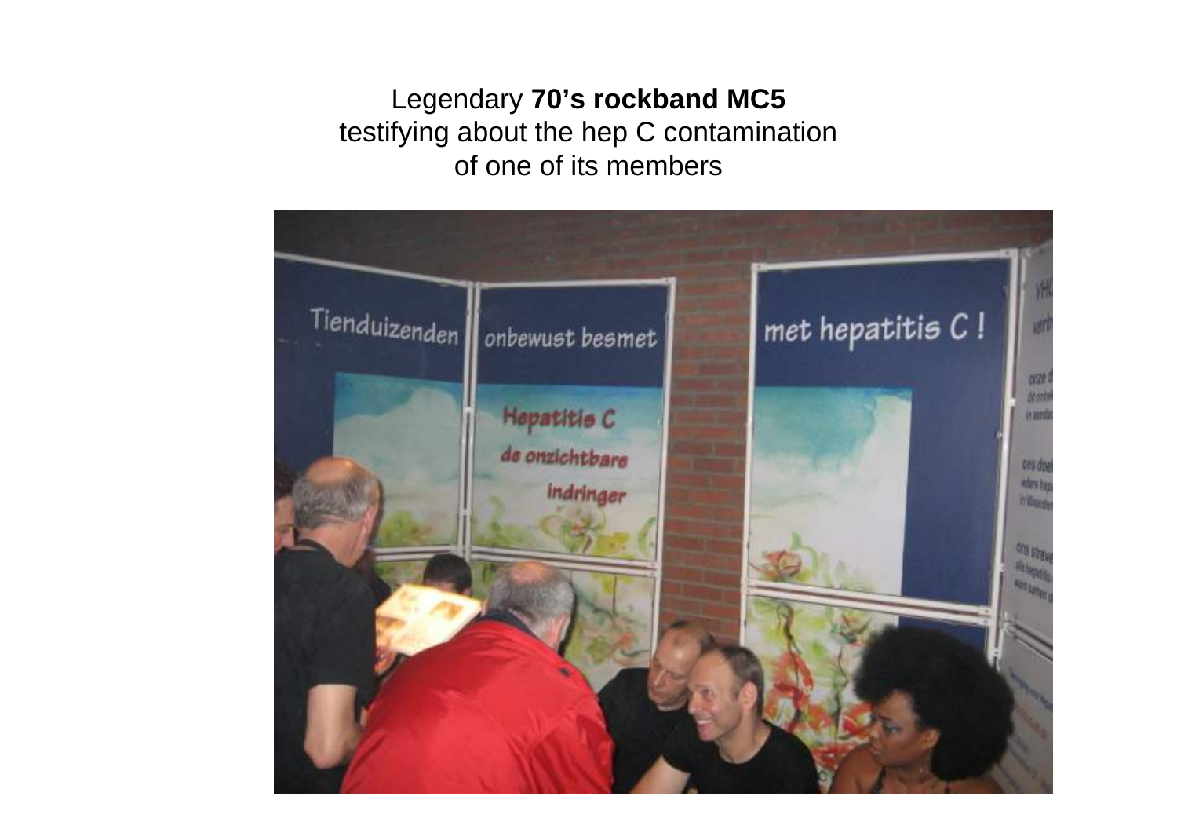Legendary **70's rockband MC5**
testifying about the hep C contamination
of one of its members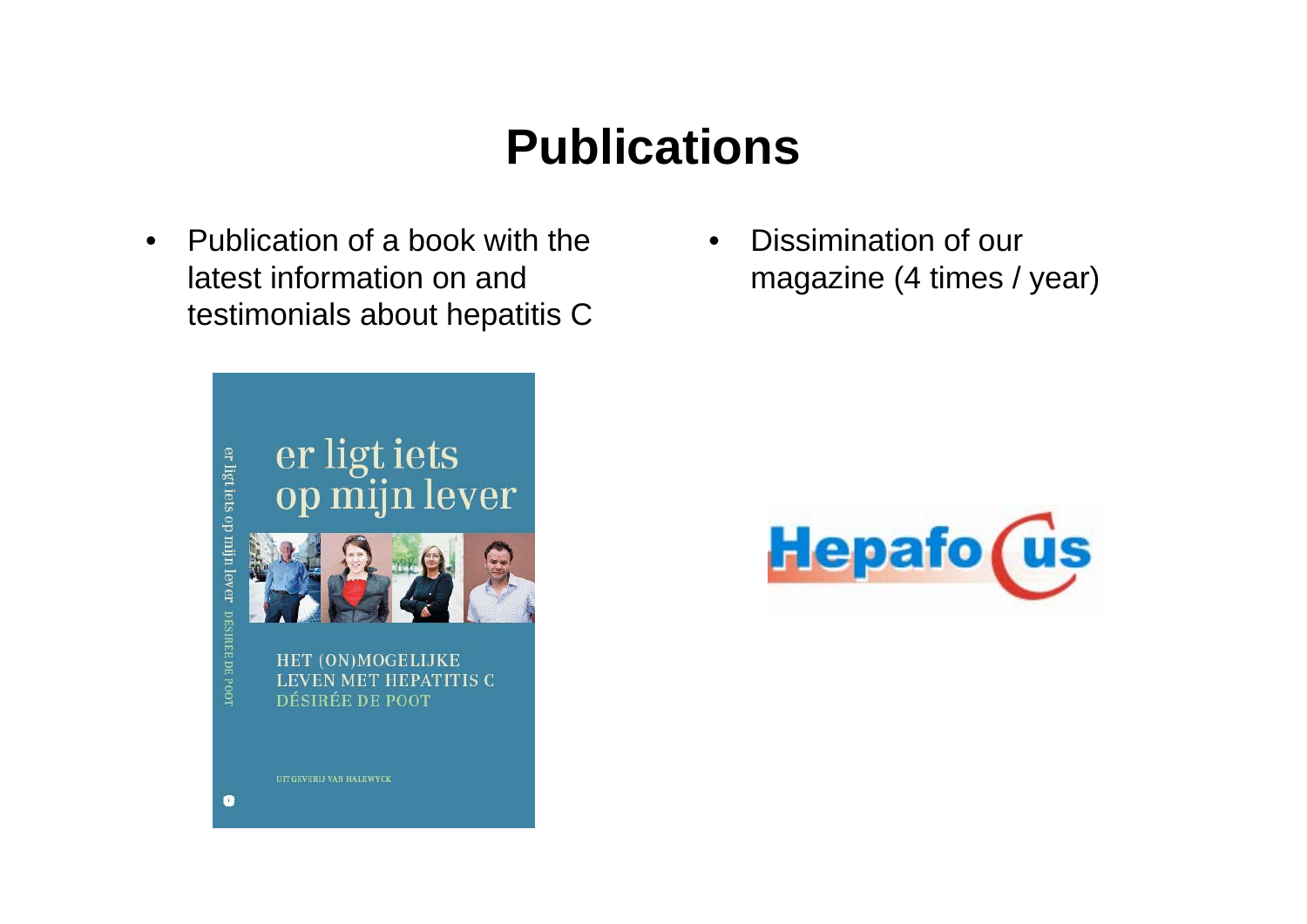# Publications

- Publication of a book with the latest information on and testimonials about hepatitis C

- Dissimination of our magazine (4 times / year)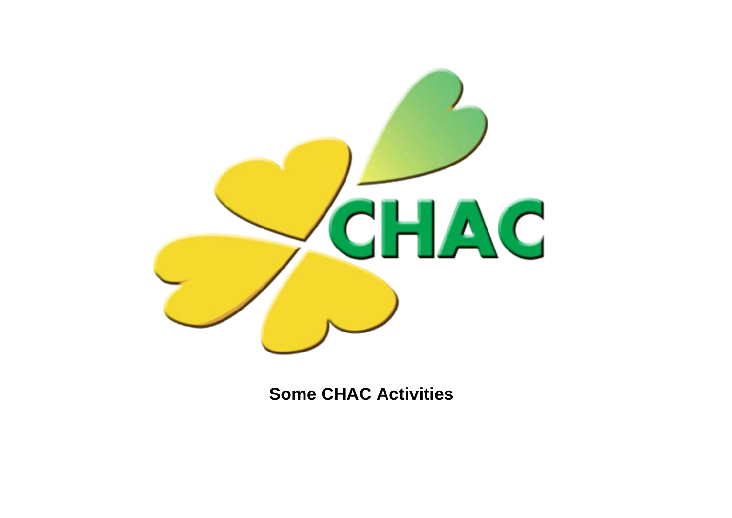**Some CHAC Activities**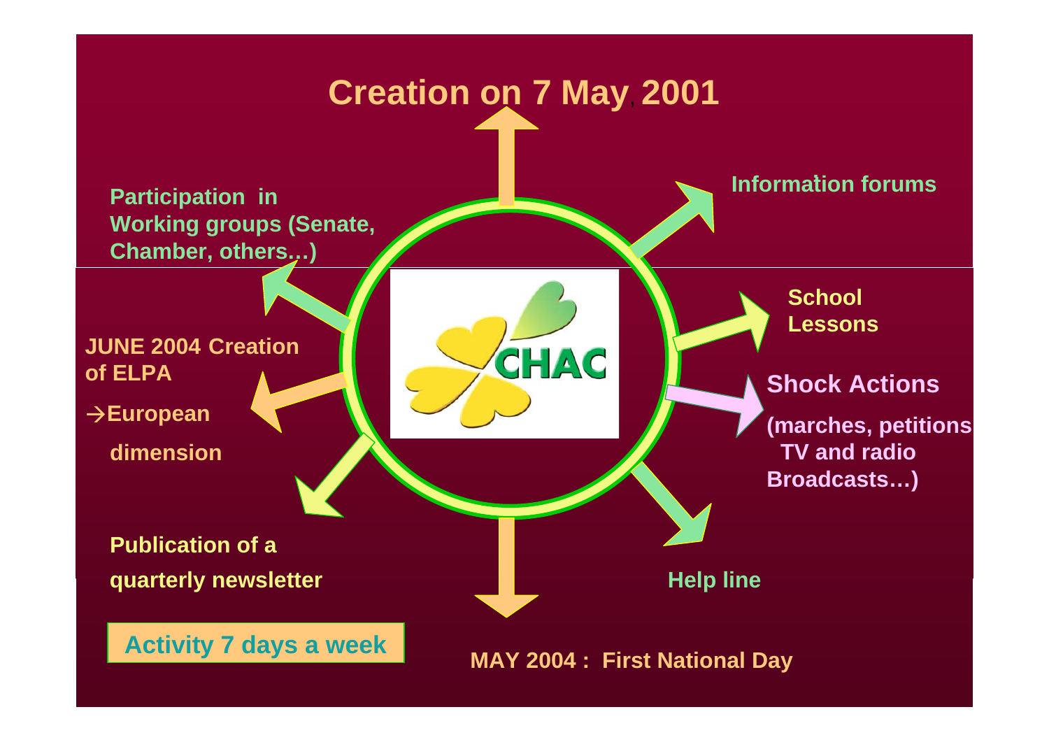# Creation on 7 May 2001

CHAC

- Information forums
- School Lessons
- **Shock Actions** (marches, petitions TV and radio Broadcasts…)
- Help line
- MAY 2004 : First National Day
- Publication of a quarterly newsletter
- JUNE 2004 Creation of ELPA
  → European dimension
- Participation in Working groups (Senate, Chamber, others…)

**Activity 7 days a week**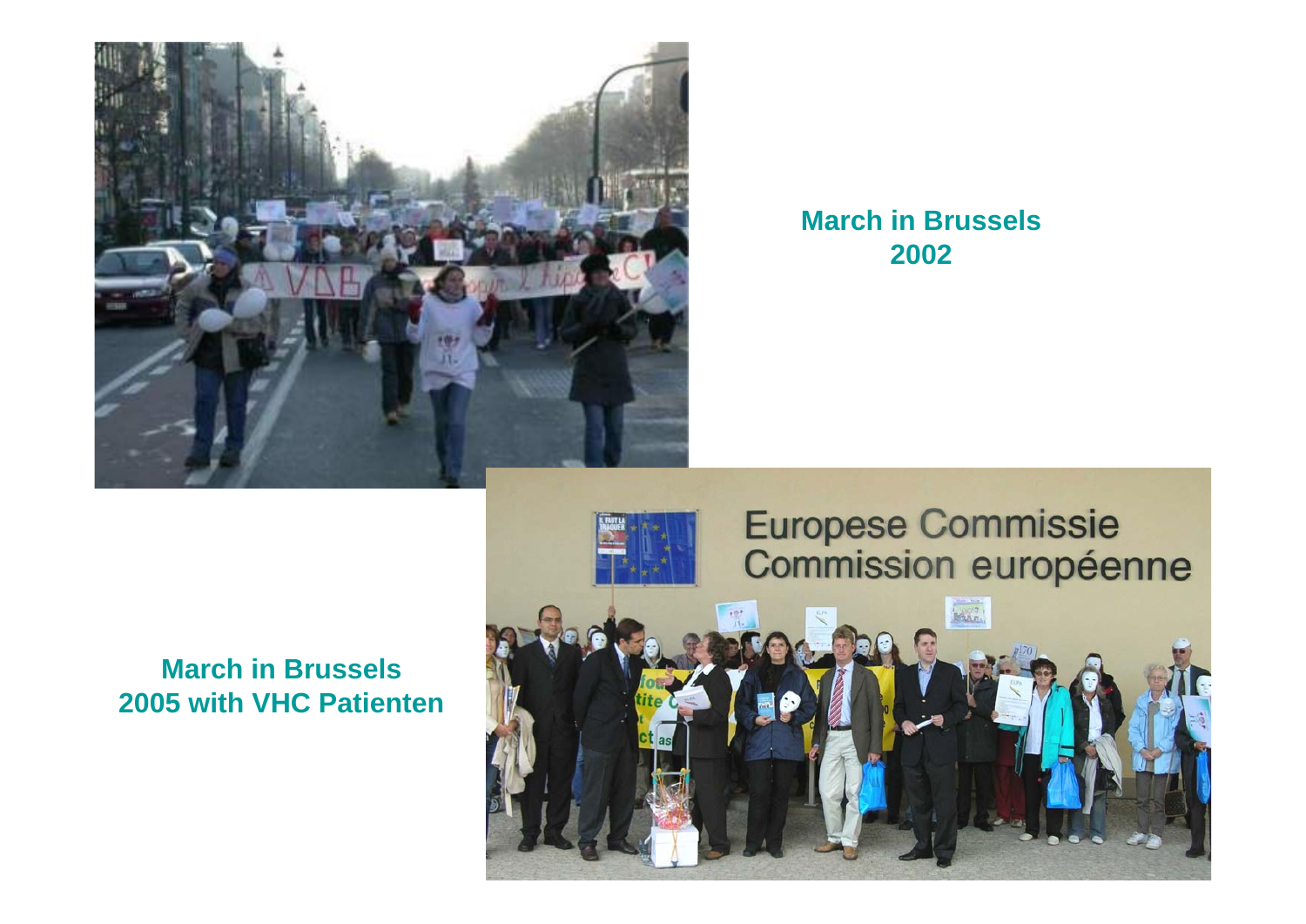**March in Brussels 2002**

**March in Brussels 2005 with VHC Patienten**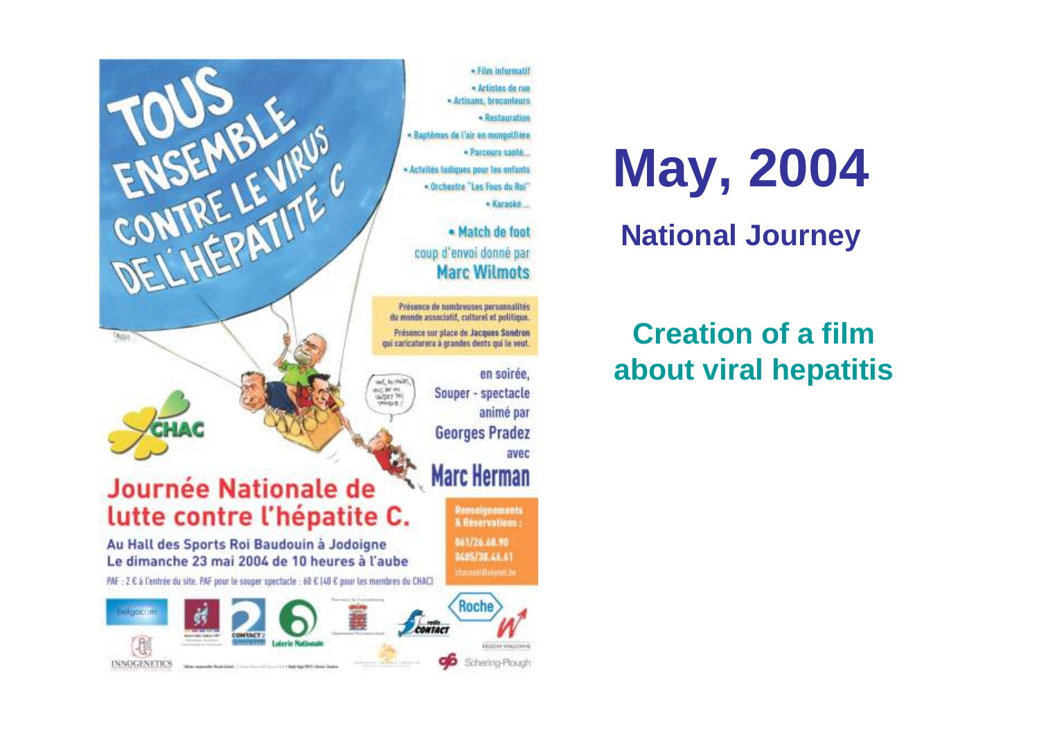TOUS ENSEMBLE CONTRE LE VIRUS DE L'HÉPATITE C

- Film informatif
- Artistes de rue
- Artisans, brocanteurs
- Restauration
- Baptêmes de l'air en mongolfière
- Parcours santé...
- Activités ludiques pour les enfants
- Orchestre "Les Fous du Roi"
- Karaoké...
- Match de foot

coup d'envoi donné par **Marc Wilmots**

Présence de nombreuses personnalités du monde associatif, culturel et politique.
Présence sur place de **Jacques Sondron** qui caricaturera à grandes dents qui le veut.

en soirée,
**Souper - spectacle**
animé par
**Georges Pradez**
avec
**Marc Herman**

CHAC

## Journée Nationale de lutte contre l'hépatite C.

Au Hall des Sports Roi Baudouin à Jodoigne
Le dimanche 23 mai 2004 de 10 heures à l'aube

PAF : 2 € à l'entrée du site. PAF pour le souper spectacle : 60 € (40 € pour les membres du CHAC)

**Renseignements & Réservations :**
061/26.68.90
0485/38.46.61

# May, 2004

## National Journey

## Creation of a film about viral hepatitis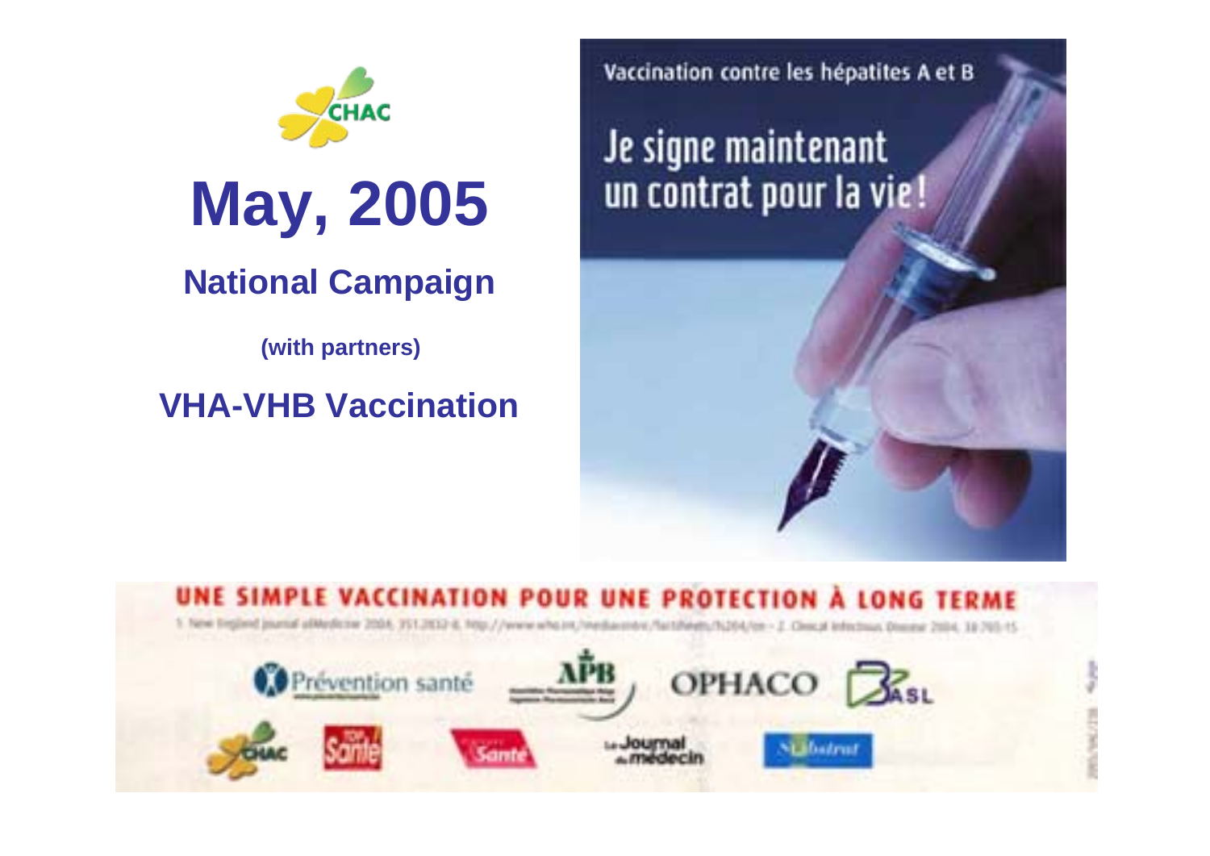CHAC

# May, 2005

## National Campaign

**(with partners)**

## VHA-VHB Vaccination

Vaccination contre les hépatites A et B

Je signe maintenant un contrat pour la vie!

UNE SIMPLE VACCINATION POUR UNE PROTECTION À LONG TERME

Prévention santé

APB

OPHACO

BASL

CHAC

Santé

Santé

Le Journal du médecin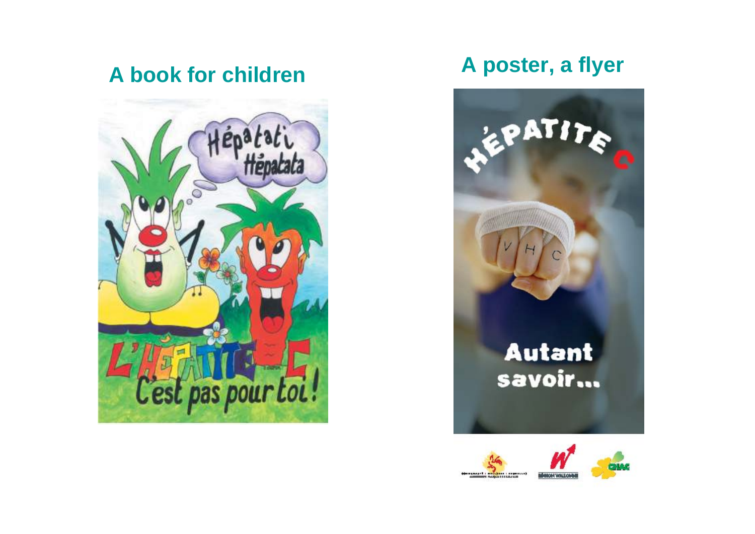## A book for children

## A poster, a flyer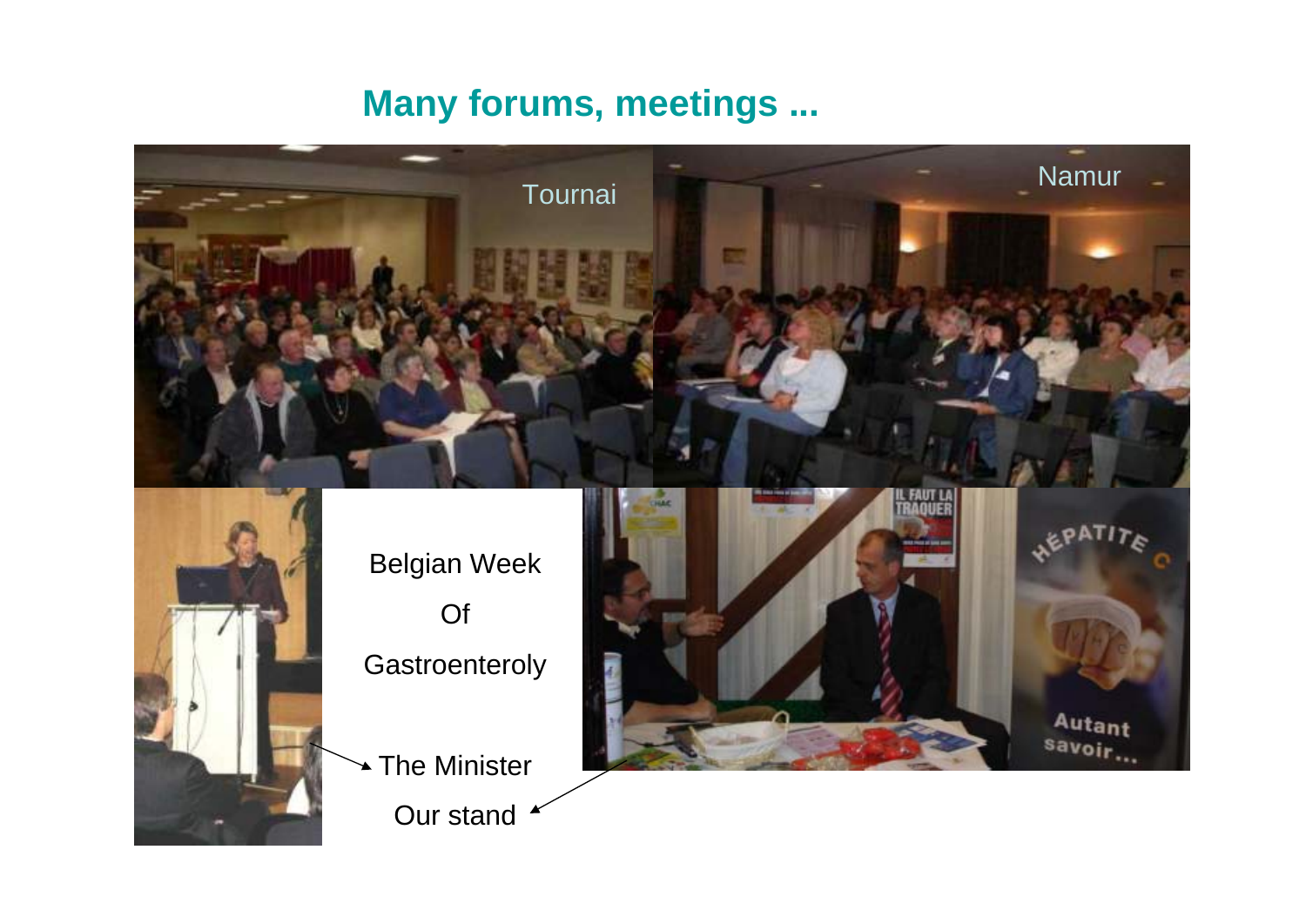## Many forums, meetings ...

Tournai

Namur

Belgian Week

Of

Gastroenteroly

The Minister

Our stand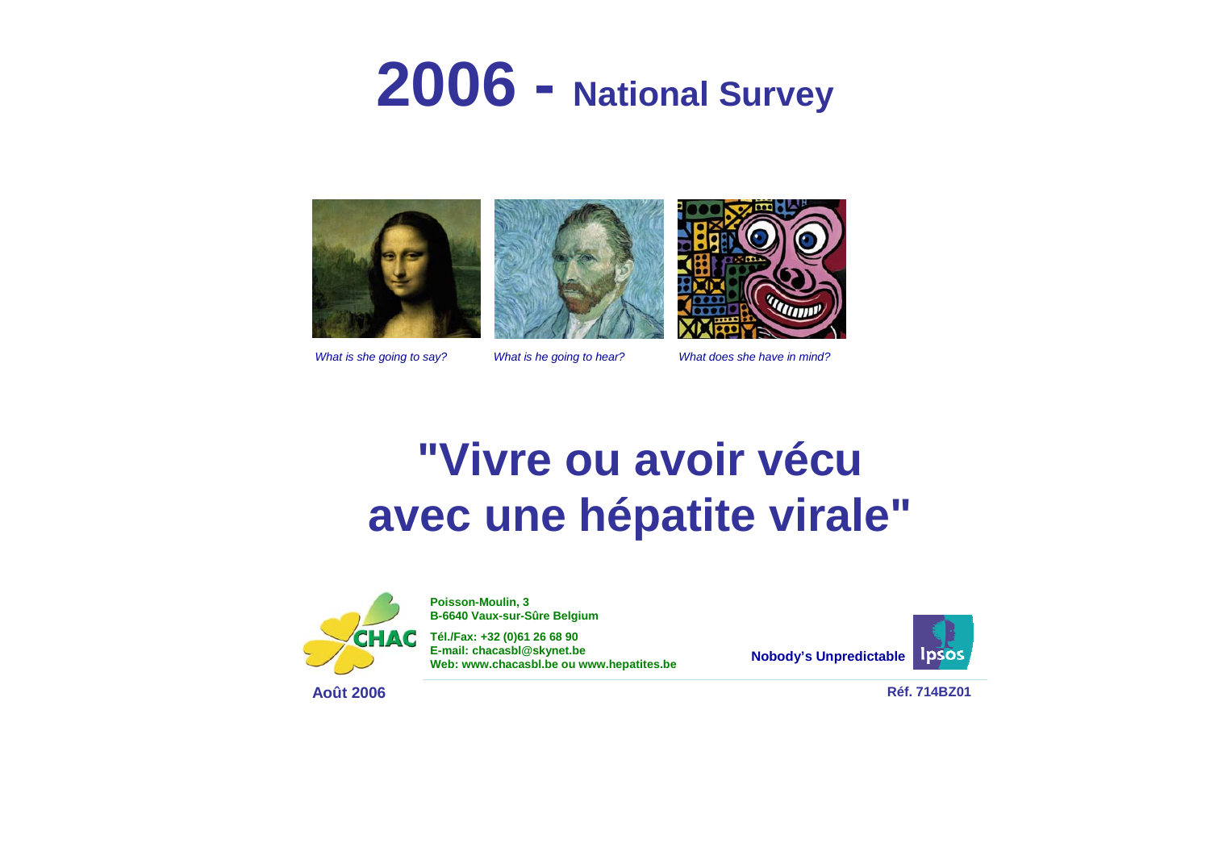# 2006 - National Survey

*What is she going to say?*

*What is he going to hear?*

*What does she have in mind?*

# "Vivre ou avoir vécu avec une hépatite virale"

**Poisson-Moulin, 3**
**B-6640 Vaux-sur-Sûre Belgium**

**Tél./Fax: +32 (0)61 26 68 90**
**E-mail: chacasbl@skynet.be**
**Web: www.chacasbl.be ou www.hepatites.be**

**Nobody's Unpredictable**

**Août 2006**

**Réf. 714BZ01**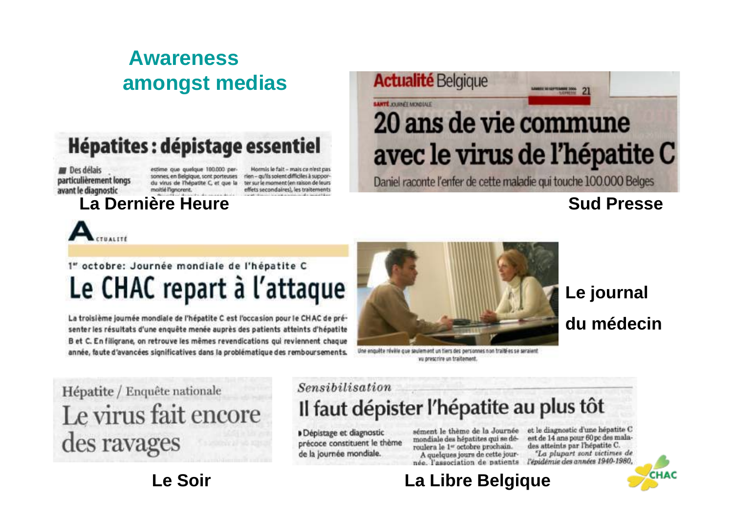## Awareness amongst medias

### Hépatites : dépistage essentiel

■ Des délais particulièrement longs avant le diagnostic

estime que quelque 100.000 personnes, en Belgique, sont porteuses du virus de l'hépatite C, et que la moitié l'ignorent.

Hormis le fait – mais ce n'est pas rien – qu'ils soient difficiles à supporter sur le moment (en raison de leurs effets secondaires), les traitements

**La Dernière Heure**

Actualité Belgique

SANTÉ JOURNÉE MONDIALE

### 20 ans de vie commune avec le virus de l'hépatite C

Daniel raconte l'enfer de cette maladie qui touche 100.000 Belges

**Sud Presse**

ACTUALITÉ

1er octobre: Journée mondiale de l'hépatite C

### Le CHAC repart à l'attaque

La troisième journée mondiale de l'hépatite C est l'occasion pour le CHAC de présenter les résultats d'une enquête menée auprès des patients atteints d'hépatite B et C. En filigrane, on retrouve les mêmes revendications qui reviennent chaque année, faute d'avancées significatives dans la problématique des remboursements.

Une enquête révèle que seulement un tiers des personnes non traitées se seraient vu prescrire un traitement.

**Le journal du médecin**

Hépatite / Enquête nationale

### Le virus fait encore des ravages

**Le Soir**

*Sensibilisation*

### Il faut dépister l'hépatite au plus tôt

▸ Dépistage et diagnostic précoce constituent le thème de la journée mondiale.

sément le thème de la Journée mondiale des hépatites qui se déroulera le 1er octobre prochain. A quelques jours de cette journée, l'association de patients

et le diagnostic d'une hépatite C est de 14 ans pour 60 pc des malades atteints par l'hépatite C. *"La plupart sont victimes de l'épidémie des années 1940-1980,*

**La Libre Belgique**

CHAC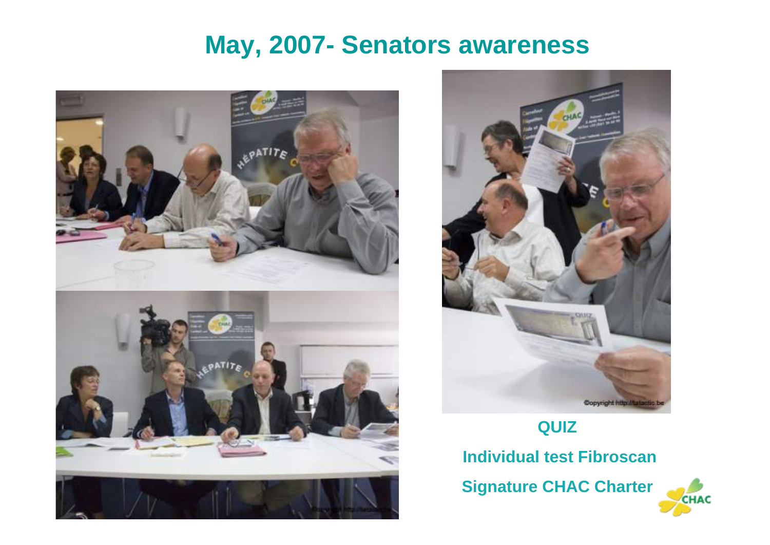# May, 2007- Senators awareness

**QUIZ**

**Individual test Fibroscan**

**Signature CHAC Charter**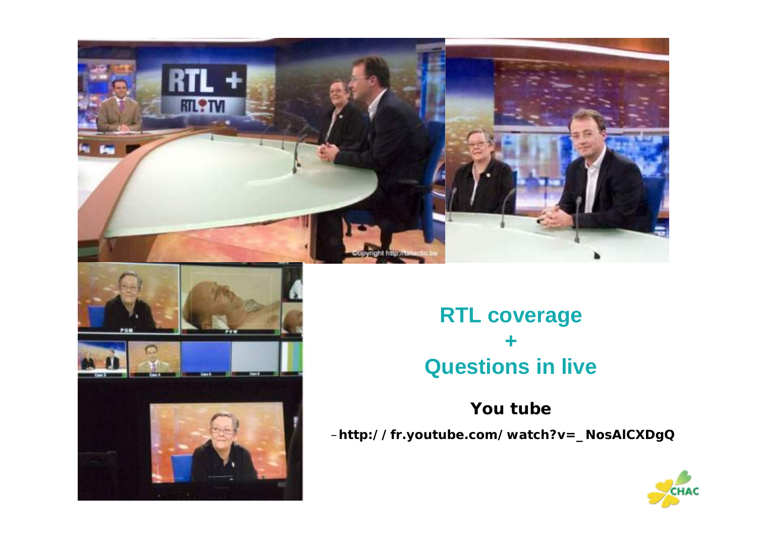## RTL coverage
## +
## Questions in live

**You tube**

– **http://fr.youtube.com/watch?v=_NosAlCXDgQ**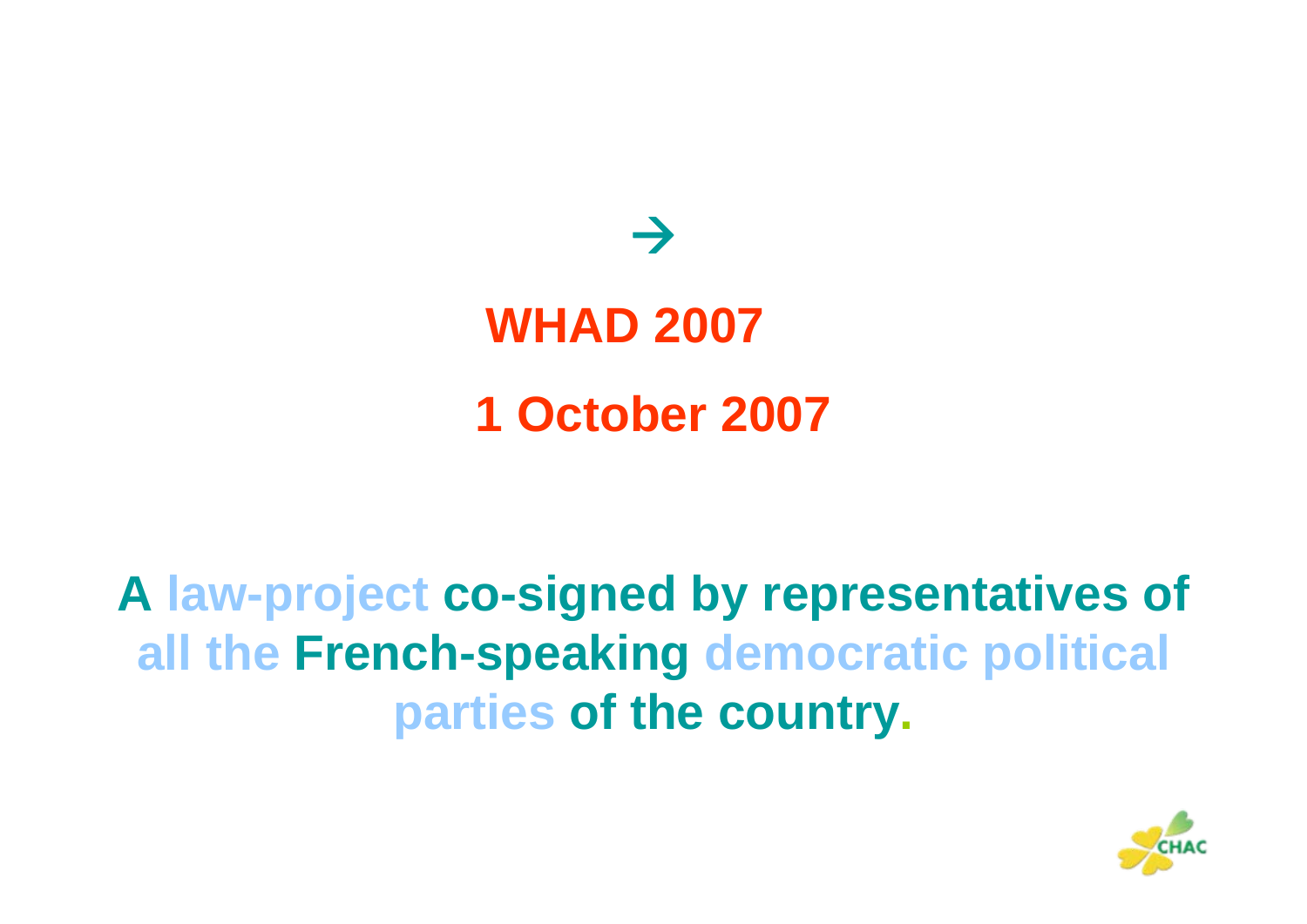→

**WHAD 2007**

**1 October 2007**

**A law-project co-signed by representatives of all the French-speaking democratic political parties of the country.**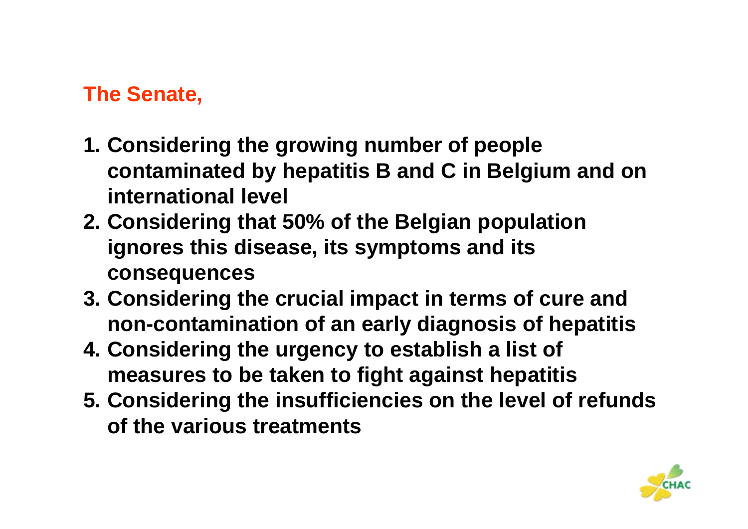## The Senate,

1. **Considering the growing number of people contaminated by hepatitis B and C in Belgium and on international level**
2. **Considering that 50% of the Belgian population ignores this disease, its symptoms and its consequences**
3. **Considering the crucial impact in terms of cure and non-contamination of an early diagnosis of hepatitis**
4. **Considering the urgency to establish a list of measures to be taken to fight against hepatitis**
5. **Considering the insufficiencies on the level of refunds of the various treatments**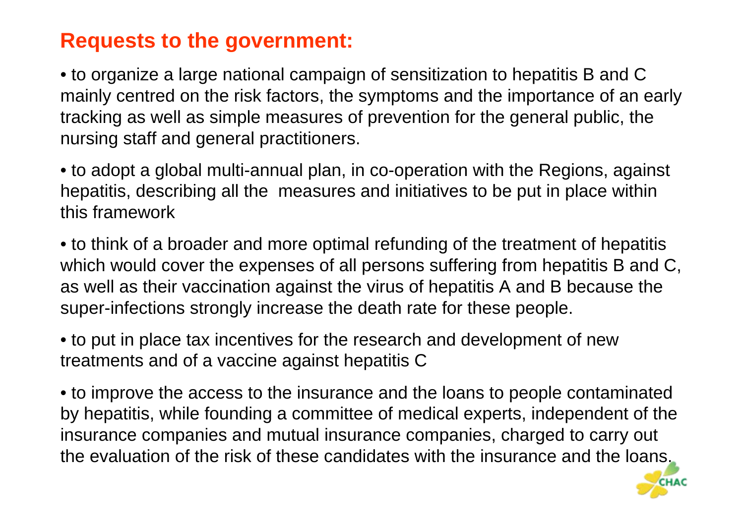## Requests to the government:

- to organize a large national campaign of sensitization to hepatitis B and C mainly centred on the risk factors, the symptoms and the importance of an early tracking as well as simple measures of prevention for the general public, the nursing staff and general practitioners.
- to adopt a global multi-annual plan, in co-operation with the Regions, against hepatitis, describing all the measures and initiatives to be put in place within this framework
- to think of a broader and more optimal refunding of the treatment of hepatitis which would cover the expenses of all persons suffering from hepatitis B and C, as well as their vaccination against the virus of hepatitis A and B because the super-infections strongly increase the death rate for these people.
- to put in place tax incentives for the research and development of new treatments and of a vaccine against hepatitis C
- to improve the access to the insurance and the loans to people contaminated by hepatitis, while founding a committee of medical experts, independent of the insurance companies and mutual insurance companies, charged to carry out the evaluation of the risk of these candidates with the insurance and the loans.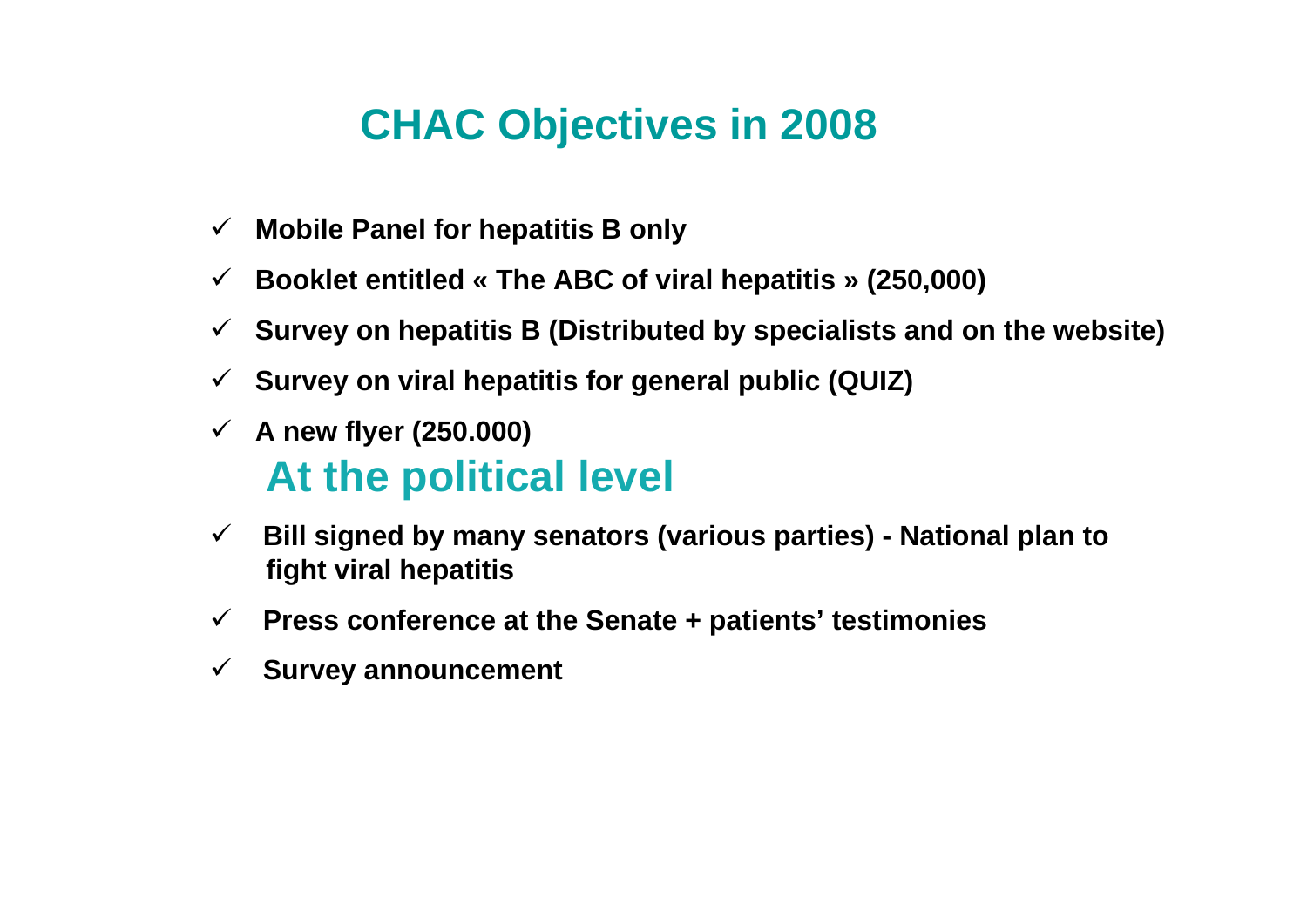# CHAC Objectives in 2008

- ✓ **Mobile Panel for hepatitis B only**
- ✓ **Booklet entitled « The ABC of viral hepatitis » (250,000)**
- ✓ **Survey on hepatitis B (Distributed by specialists and on the website)**
- ✓ **Survey on viral hepatitis for general public (QUIZ)**
- ✓ **A new flyer (250.000)**

## At the political level

- ✓ **Bill signed by many senators (various parties) - National plan to fight viral hepatitis**
- ✓ **Press conference at the Senate + patients' testimonies**
- ✓ **Survey announcement**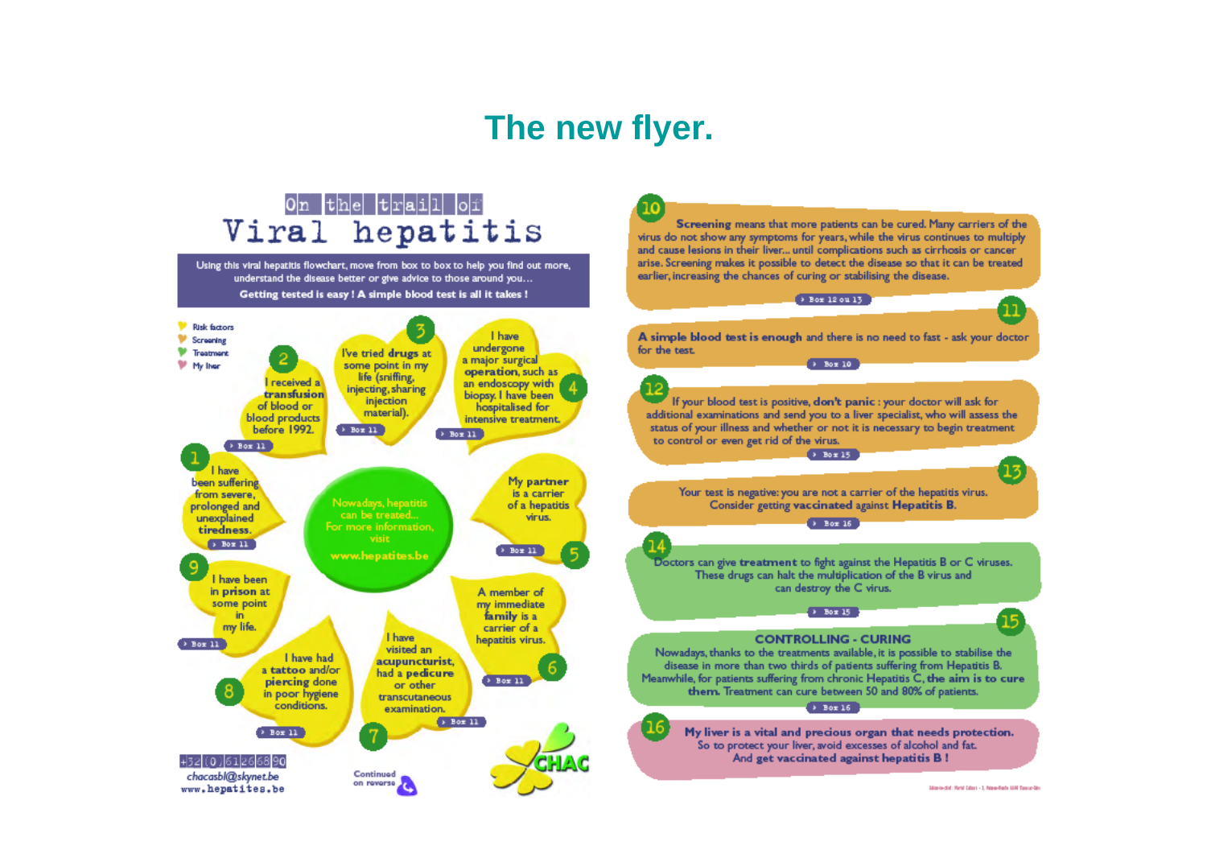# The new flyer.

## On the trail of Viral hepatitis

Using this viral hepatitis flowchart, move from box to box to help you find out more, understand the disease better or give advice to those around you…

**Getting tested is easy ! A simple blood test is all it takes !**

- Risk factors
- Screening
- Treatment
- My liver

**1** I have been suffering from severe, prolonged and unexplained **tiredness**. › Box 11

**2** I received a **transfusion** of blood or blood products before 1992. › Box 11

**3** I've tried **drugs** at some point in my life (sniffing, injecting, sharing injection material). › Box 11

**4** I have undergone a major surgical **operation**, such as an endoscopy with biopsy. I have been hospitalised for intensive treatment. › Box 11

**5** My **partner** is a carrier of a hepatitis virus. › Box 11

**6** A member of my immediate **family** is a carrier of a hepatitis virus. › Box 11

**7** I have visited an **acupuncturist**, had a **pedicure** or other transcutaneous examination. › Box 11

**8** I have had a **tattoo** and/or **piercing** done in poor hygiene conditions. › Box 11

**9** I have been in **prison** at some point in my life. › Box 11

Nowadays, hepatitis can be treated… For more information, visit **www.hepatites.be**

+32 (0) 61 26 68 90
chacasbl@skynet.be
www.hepatites.be

Continued on reverse

CHAC

**10** **Screening** means that more patients can be cured. Many carriers of the virus do not show any symptoms for years, while the virus continues to multiply and cause lesions in their liver... until complications such as cirrhosis or cancer arise. Screening makes it possible to detect the disease so that it can be treated earlier, increasing the chances of curing or stabilising the disease. › Box 12 ou 13

**11** **A simple blood test is enough** and there is no need to fast - ask your doctor for the test. › Box 10

**12** If your blood test is positive, **don't panic** : your doctor will ask for additional examinations and send you to a liver specialist, who will assess the status of your illness and whether or not it is necessary to begin treatment to control or even get rid of the virus. › Box 15

**13** Your test is negative: you are not a carrier of the hepatitis virus. Consider getting **vaccinated** against **Hepatitis B**. › Box 16

**14** Doctors can give **treatment** to fight against the Hepatitis B or C viruses. These drugs can halt the multiplication of the B virus and can destroy the C virus. › Box 15

**15** **CONTROLLING - CURING**
Nowadays, thanks to the treatments available, it is possible to stabilise the disease in more than two thirds of patients suffering from Hepatitis B. Meanwhile, for patients suffering from chronic Hepatitis C, **the aim is to cure them.** Treatment can cure between 50 and 80% of patients. › Box 16

**16** **My liver is a vital and precious organ that needs protection.** So to protect your liver, avoid excesses of alcohol and fat. **And get vaccinated against hepatitis B !**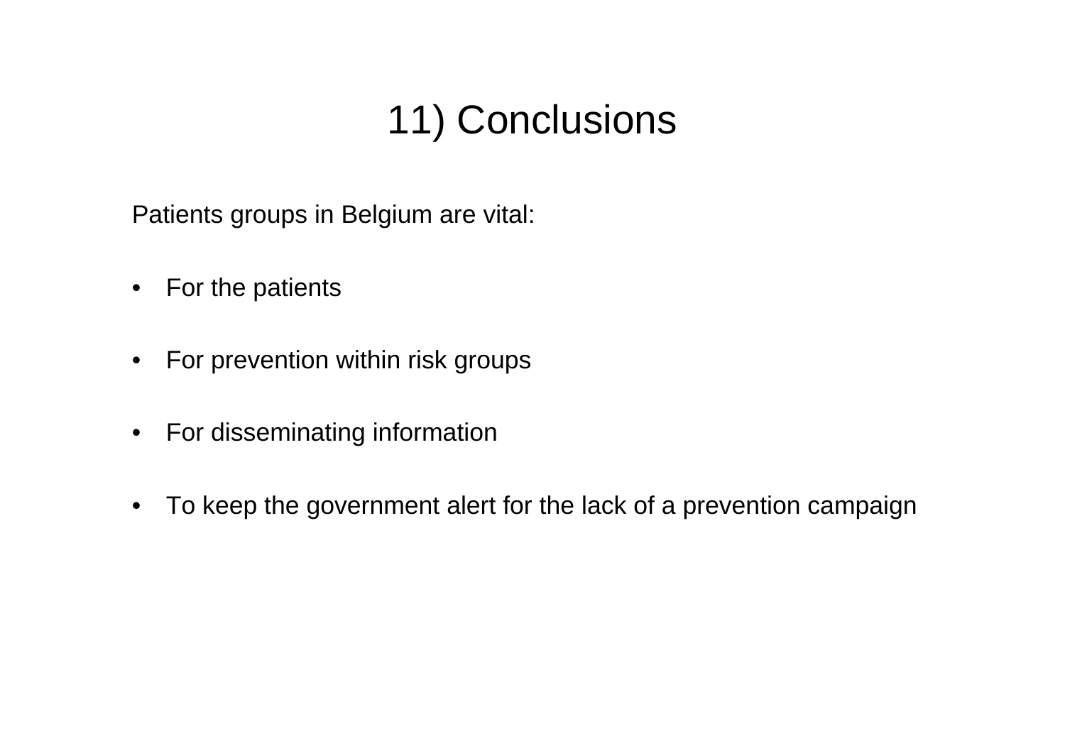# 11) Conclusions

Patients groups in Belgium are vital:

- For the patients
- For prevention within risk groups
- For disseminating information
- To keep the government alert for the lack of a prevention campaign